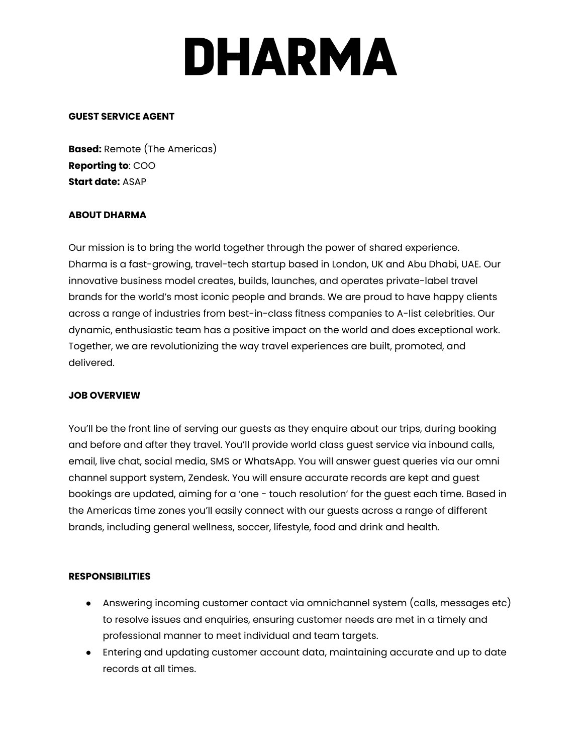# DHARMA

**GUEST SERVICE AGENT**

**Based:** Remote (The Americas)
**Reporting to**: COO
**Start date:** ASAP

**ABOUT DHARMA**

Our mission is to bring the world together through the power of shared experience. Dharma is a fast-growing, travel-tech startup based in London, UK and Abu Dhabi, UAE. Our innovative business model creates, builds, launches, and operates private-label travel brands for the world's most iconic people and brands. We are proud to have happy clients across a range of industries from best-in-class fitness companies to A-list celebrities. Our dynamic, enthusiastic team has a positive impact on the world and does exceptional work. Together, we are revolutionizing the way travel experiences are built, promoted, and delivered.

**JOB OVERVIEW**

You'll be the front line of serving our guests as they enquire about our trips, during booking and before and after they travel. You'll provide world class guest service via inbound calls, email, live chat, social media, SMS or WhatsApp. You will answer guest queries via our omni channel support system, Zendesk. You will ensure accurate records are kept and guest bookings are updated, aiming for a 'one - touch resolution' for the guest each time. Based in the Americas time zones you'll easily connect with our guests across a range of different brands, including general wellness, soccer, lifestyle, food and drink and health.

**RESPONSIBILITIES**

- Answering incoming customer contact via omnichannel system (calls, messages etc) to resolve issues and enquiries, ensuring customer needs are met in a timely and professional manner to meet individual and team targets.
- Entering and updating customer account data, maintaining accurate and up to date records at all times.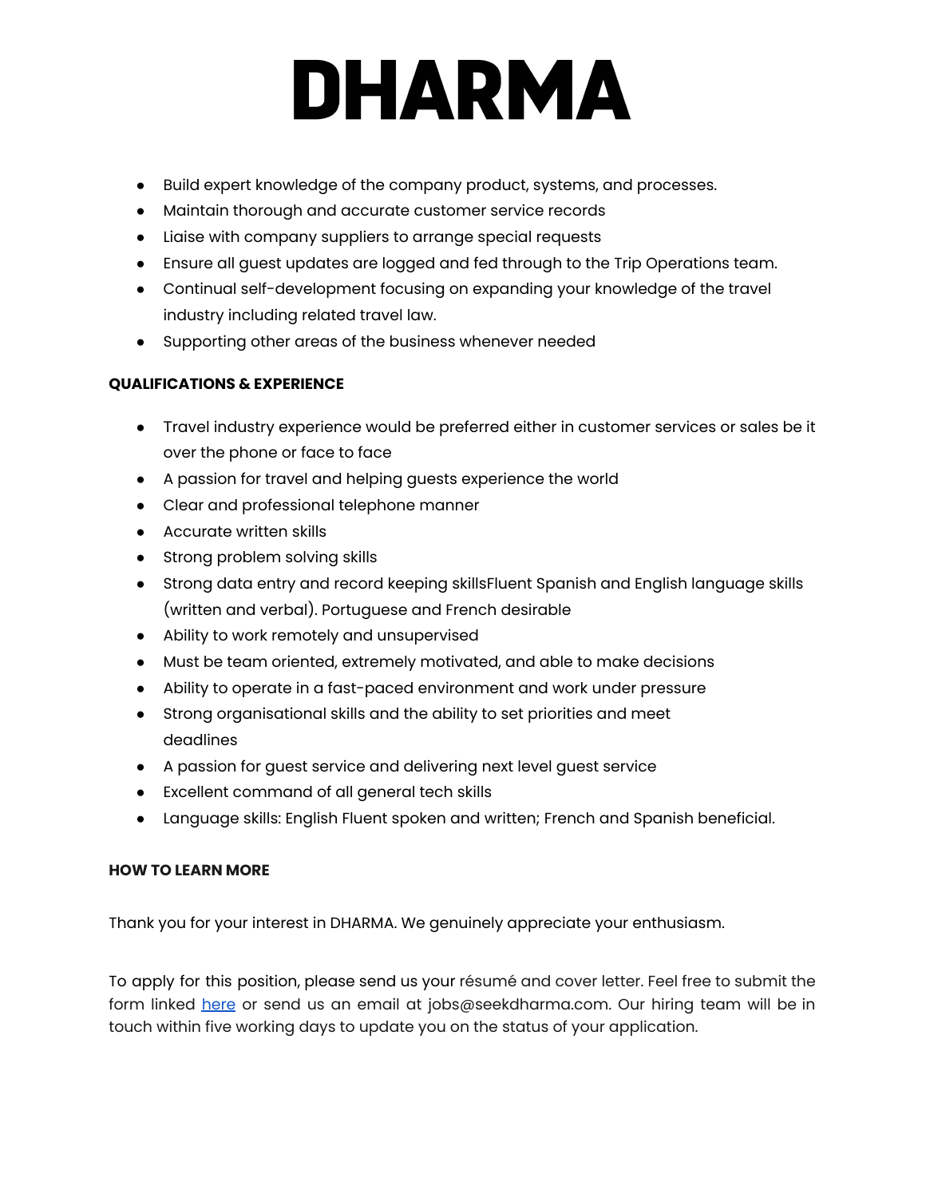# DHARMA

- Build expert knowledge of the company product, systems, and processes.
- Maintain thorough and accurate customer service records
- Liaise with company suppliers to arrange special requests
- Ensure all guest updates are logged and fed through to the Trip Operations team.
- Continual self-development focusing on expanding your knowledge of the travel industry including related travel law.
- Supporting other areas of the business whenever needed

**QUALIFICATIONS & EXPERIENCE**

- Travel industry experience would be preferred either in customer services or sales be it over the phone or face to face
- A passion for travel and helping guests experience the world
- Clear and professional telephone manner
- Accurate written skills
- Strong problem solving skills
- Strong data entry and record keeping skillsFluent Spanish and English language skills (written and verbal). Portuguese and French desirable
- Ability to work remotely and unsupervised
- Must be team oriented, extremely motivated, and able to make decisions
- Ability to operate in a fast-paced environment and work under pressure
- Strong organisational skills and the ability to set priorities and meet deadlines
- A passion for guest service and delivering next level guest service
- Excellent command of all general tech skills
- Language skills: English Fluent spoken and written; French and Spanish beneficial.

**HOW TO LEARN MORE**

Thank you for your interest in DHARMA. We genuinely appreciate your enthusiasm.

To apply for this position, please send us your résumé and cover letter. Feel free to submit the form linked here or send us an email at jobs@seekdharma.com. Our hiring team will be in touch within five working days to update you on the status of your application.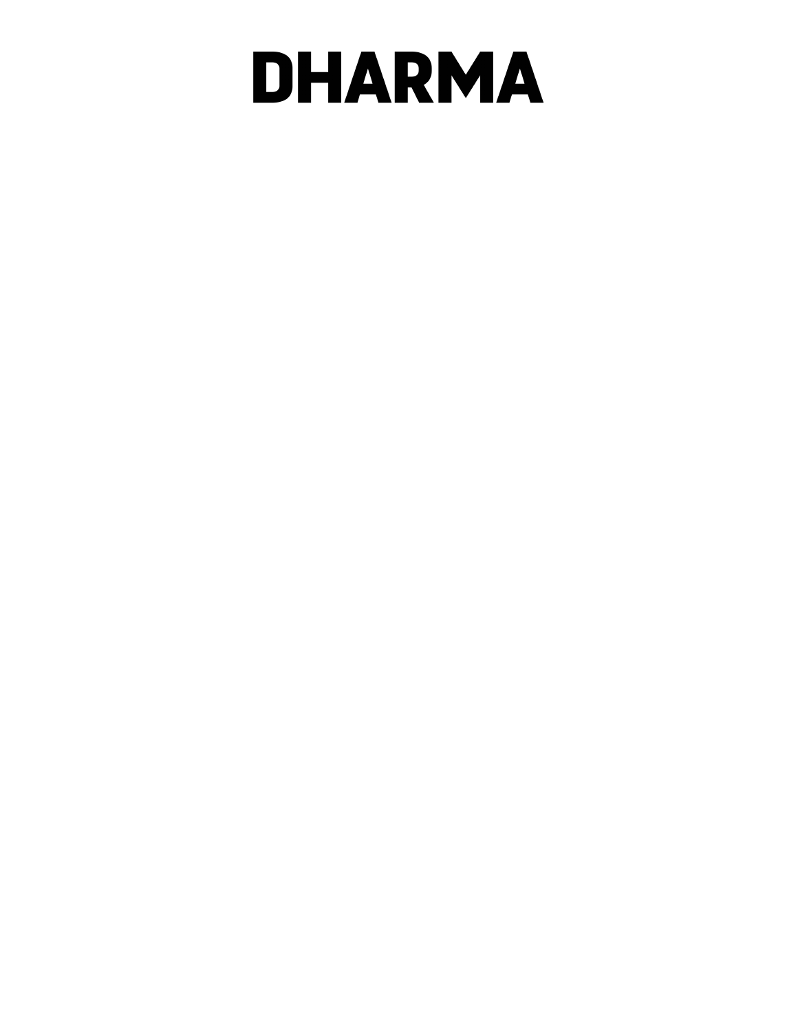# DHARMA